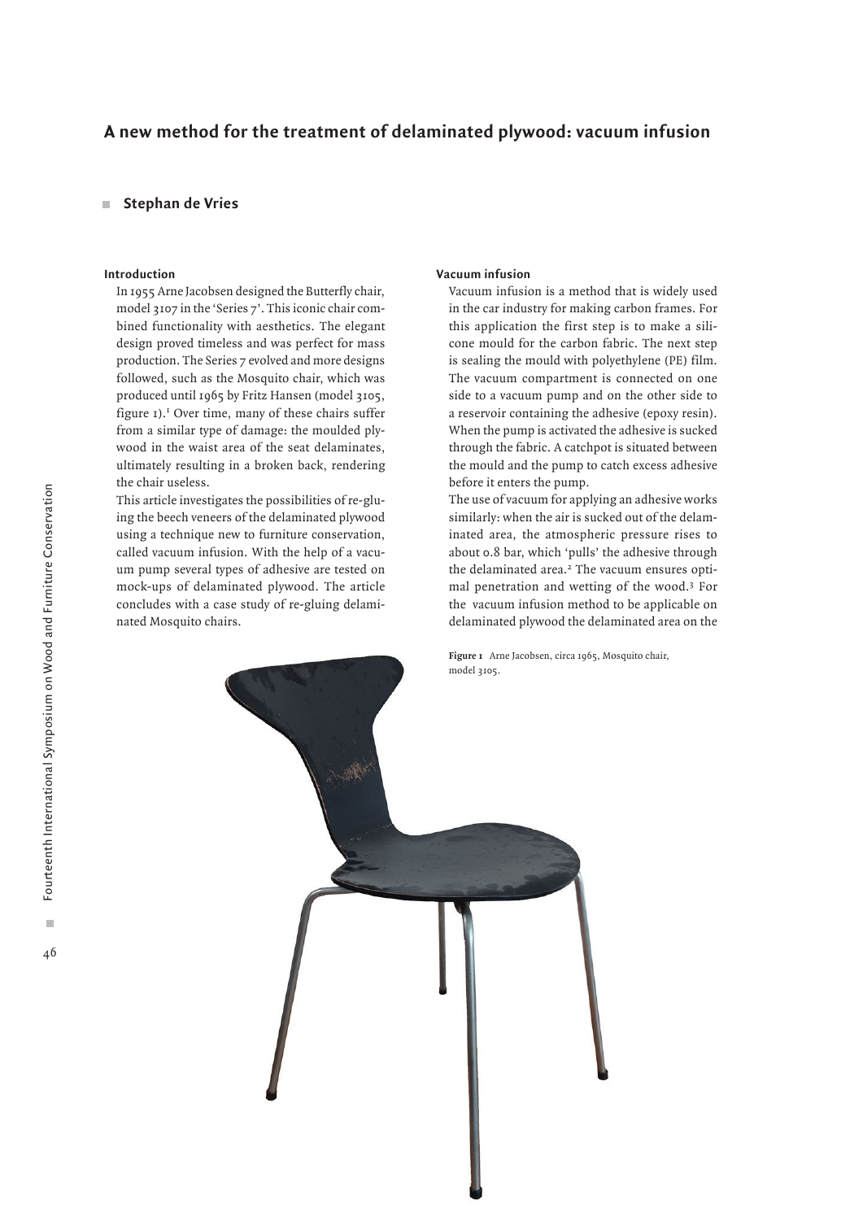# A new method for the treatment of delaminated plywood: vacuum infusion

**Stephan de Vries**

### Introduction

In 1955 Arne Jacobsen designed the Butterfly chair, model 3107 in the 'Series 7'. This iconic chair combined functionality with aesthetics. The elegant design proved timeless and was perfect for mass production. The Series 7 evolved and more designs followed, such as the Mosquito chair, which was produced until 1965 by Fritz Hansen (model 3105, figure 1).[1] Over time, many of these chairs suffer from a similar type of damage: the moulded plywood in the waist area of the seat delaminates, ultimately resulting in a broken back, rendering the chair useless.

This article investigates the possibilities of re-gluing the beech veneers of the delaminated plywood using a technique new to furniture conservation, called vacuum infusion. With the help of a vacuum pump several types of adhesive are tested on mock-ups of delaminated plywood. The article concludes with a case study of re-gluing delaminated Mosquito chairs.

### Vacuum infusion

Vacuum infusion is a method that is widely used in the car industry for making carbon frames. For this application the first step is to make a silicone mould for the carbon fabric. The next step is sealing the mould with polyethylene (PE) film. The vacuum compartment is connected on one side to a vacuum pump and on the other side to a reservoir containing the adhesive (epoxy resin). When the pump is activated the adhesive is sucked through the fabric. A catchpot is situated between the mould and the pump to catch excess adhesive before it enters the pump.

The use of vacuum for applying an adhesive works similarly: when the air is sucked out of the delaminated area, the atmospheric pressure rises to about 0.8 bar, which 'pulls' the adhesive through the delaminated area.[2] The vacuum ensures optimal penetration and wetting of the wood.[3] For the vacuum infusion method to be applicable on delaminated plywood the delaminated area on the

**Figure 1** Arne Jacobsen, circa 1965, Mosquito chair, model 3105.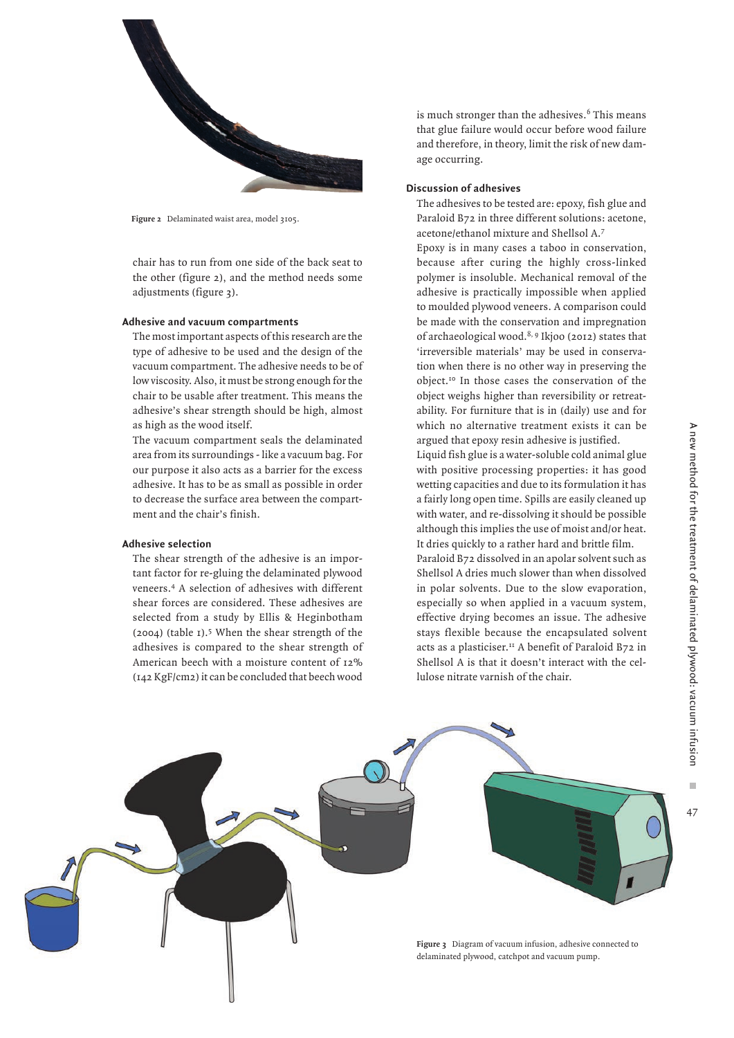Figure 2 Delaminated waist area, model 3105.

chair has to run from one side of the back seat to the other (figure 2), and the method needs some adjustments (figure 3).

### Adhesive and vacuum compartments

The most important aspects of this research are the type of adhesive to be used and the design of the vacuum compartment. The adhesive needs to be of low viscosity. Also, it must be strong enough for the chair to be usable after treatment. This means the adhesive's shear strength should be high, almost as high as the wood itself.

The vacuum compartment seals the delaminated area from its surroundings - like a vacuum bag. For our purpose it also acts as a barrier for the excess adhesive. It has to be as small as possible in order to decrease the surface area between the compartment and the chair's finish.

### Adhesive selection

The shear strength of the adhesive is an important factor for re-gluing the delaminated plywood veneers.[4] A selection of adhesives with different shear forces are considered. These adhesives are selected from a study by Ellis & Heginbotham (2004) (table 1).[5] When the shear strength of the adhesives is compared to the shear strength of American beech with a moisture content of 12% (142 KgF/cm2) it can be concluded that beech wood is much stronger than the adhesives.[6] This means that glue failure would occur before wood failure and therefore, in theory, limit the risk of new damage occurring.

### Discussion of adhesives

The adhesives to be tested are: epoxy, fish glue and Paraloid B72 in three different solutions: acetone, acetone/ethanol mixture and Shellsol A.[7]

Epoxy is in many cases a taboo in conservation, because after curing the highly cross-linked polymer is insoluble. Mechanical removal of the adhesive is practically impossible when applied to moulded plywood veneers. A comparison could be made with the conservation and impregnation of archaeological wood.[8, 9] Ikjoo (2012) states that 'irreversible materials' may be used in conservation when there is no other way in preserving the object.[10] In those cases the conservation of the object weighs higher than reversibility or retreatability. For furniture that is in (daily) use and for which no alternative treatment exists it can be argued that epoxy resin adhesive is justified.

Liquid fish glue is a water-soluble cold animal glue with positive processing properties: it has good wetting capacities and due to its formulation it has a fairly long open time. Spills are easily cleaned up with water, and re-dissolving it should be possible although this implies the use of moist and/or heat. It dries quickly to a rather hard and brittle film.

Paraloid B72 dissolved in an apolar solvent such as Shellsol A dries much slower than when dissolved in polar solvents. Due to the slow evaporation, especially so when applied in a vacuum system, effective drying becomes an issue. The adhesive stays flexible because the encapsulated solvent acts as a plasticiser.[11] A benefit of Paraloid B72 in Shellsol A is that it doesn't interact with the cellulose nitrate varnish of the chair.

Figure 3 Diagram of vacuum infusion, adhesive connected to delaminated plywood, catchpot and vacuum pump.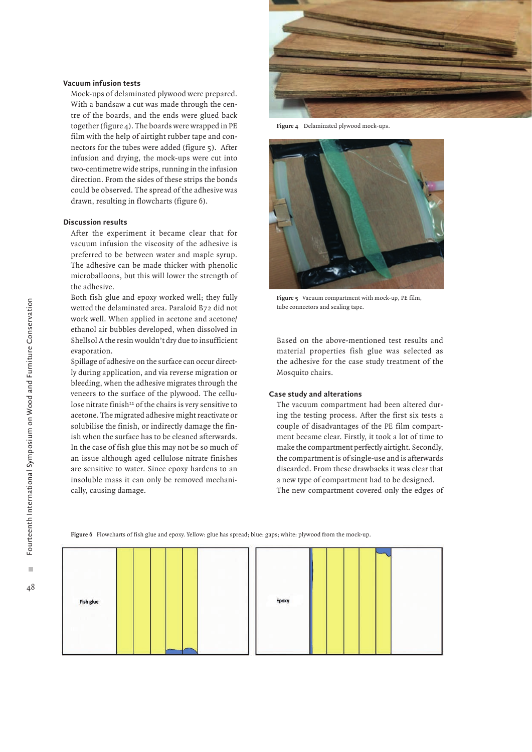### Vacuum infusion tests

Mock-ups of delaminated plywood were prepared. With a bandsaw a cut was made through the centre of the boards, and the ends were glued back together (figure 4). The boards were wrapped in PE film with the help of airtight rubber tape and connectors for the tubes were added (figure 5). After infusion and drying, the mock-ups were cut into two-centimetre wide strips, running in the infusion direction. From the sides of these strips the bonds could be observed. The spread of the adhesive was drawn, resulting in flowcharts (figure 6).

### Discussion results

After the experiment it became clear that for vacuum infusion the viscosity of the adhesive is preferred to be between water and maple syrup. The adhesive can be made thicker with phenolic microballoons, but this will lower the strength of the adhesive.

Both fish glue and epoxy worked well; they fully wetted the delaminated area. Paraloid B72 did not work well. When applied in acetone and acetone/ethanol air bubbles developed, when dissolved in Shellsol A the resin wouldn't dry due to insufficient evaporation.

Spillage of adhesive on the surface can occur directly during application, and via reverse migration or bleeding, when the adhesive migrates through the veneers to the surface of the plywood. The cellulose nitrate finish[12] of the chairs is very sensitive to acetone. The migrated adhesive might reactivate or solubilise the finish, or indirectly damage the finish when the surface has to be cleaned afterwards. In the case of fish glue this may not be so much of an issue although aged cellulose nitrate finishes are sensitive to water. Since epoxy hardens to an insoluble mass it can only be removed mechanically, causing damage.

Figure 4 Delaminated plywood mock-ups.

Figure 5 Vacuum compartment with mock-up, PE film, tube connectors and sealing tape.

Based on the above-mentioned test results and material properties fish glue was selected as the adhesive for the case study treatment of the Mosquito chairs.

### Case study and alterations

The vacuum compartment had been altered during the testing process. After the first six tests a couple of disadvantages of the PE film compartment became clear. Firstly, it took a lot of time to make the compartment perfectly airtight. Secondly, the compartment is of single-use and is afterwards discarded. From these drawbacks it was clear that a new type of compartment had to be designed.

The new compartment covered only the edges of

Figure 6 Flowcharts of fish glue and epoxy. Yellow: glue has spread; blue: gaps; white: plywood from the mock-up.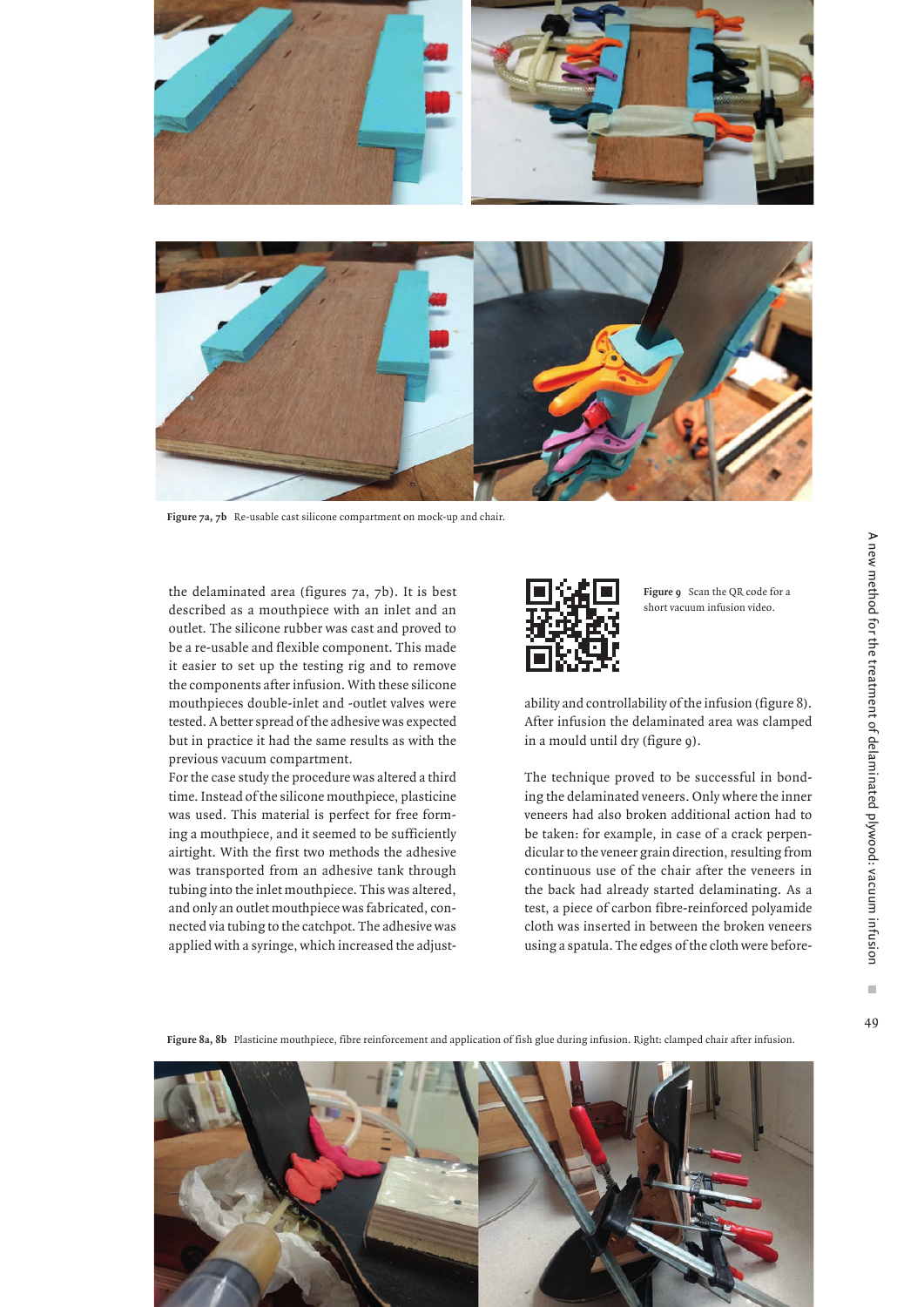Figure 7a, 7b Re-usable cast silicone compartment on mock-up and chair.

the delaminated area (figures 7a, 7b). It is best described as a mouthpiece with an inlet and an outlet. The silicone rubber was cast and proved to be a re-usable and flexible component. This made it easier to set up the testing rig and to remove the components after infusion. With these silicone mouthpieces double-inlet and -outlet valves were tested. A better spread of the adhesive was expected but in practice it had the same results as with the previous vacuum compartment.

For the case study the procedure was altered a third time. Instead of the silicone mouthpiece, plasticine was used. This material is perfect for free forming a mouthpiece, and it seemed to be sufficiently airtight. With the first two methods the adhesive was transported from an adhesive tank through tubing into the inlet mouthpiece. This was altered, and only an outlet mouthpiece was fabricated, connected via tubing to the catchpot. The adhesive was applied with a syringe, which increased the adjustability and controllability of the infusion (figure 8). After infusion the delaminated area was clamped in a mould until dry (figure 9).

Figure 9 Scan the QR code for a short vacuum infusion video.

The technique proved to be successful in bonding the delaminated veneers. Only where the inner veneers had also broken additional action had to be taken: for example, in case of a crack perpendicular to the veneer grain direction, resulting from continuous use of the chair after the veneers in the back had already started delaminating. As a test, a piece of carbon fibre-reinforced polyamide cloth was inserted in between the broken veneers using a spatula. The edges of the cloth were before-

Figure 8a, 8b Plasticine mouthpiece, fibre reinforcement and application of fish glue during infusion. Right: clamped chair after infusion.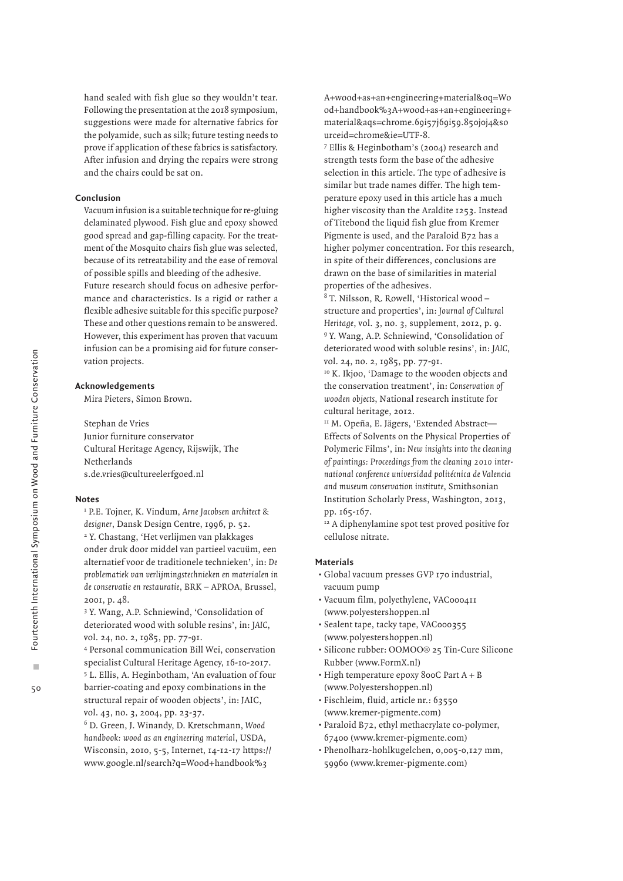hand sealed with fish glue so they wouldn't tear. Following the presentation at the 2018 symposium, suggestions were made for alternative fabrics for the polyamide, such as silk; future testing needs to prove if application of these fabrics is satisfactory. After infusion and drying the repairs were strong and the chairs could be sat on.

## Conclusion

Vacuum infusion is a suitable technique for re-gluing delaminated plywood. Fish glue and epoxy showed good spread and gap-filling capacity. For the treatment of the Mosquito chairs fish glue was selected, because of its retreatability and the ease of removal of possible spills and bleeding of the adhesive.

Future research should focus on adhesive performance and characteristics. Is a rigid or rather a flexible adhesive suitable for this specific purpose? These and other questions remain to be answered. However, this experiment has proven that vacuum infusion can be a promising aid for future conservation projects.

## Acknowledgements

Mira Pieters, Simon Brown.

Stephan de Vries
Junior furniture conservator
Cultural Heritage Agency, Rijswijk, The Netherlands
s.de.vries@cultureelerfgoed.nl

## Notes

1 P.E. Tojner, K. Vindum, *Arne Jacobsen architect & designer*, Dansk Design Centre, 1996, p. 52.

2 Y. Chastang, 'Het verlijmen van plakkages onder druk door middel van partieel vacuüm, een alternatief voor de traditionele technieken', in: *De problematiek van verlijmingstechnieken en materialen in de conservatie en restauratie*, BRK – APROA, Brussel, 2001, p. 48.

3 Y. Wang, A.P. Schniewind, 'Consolidation of deteriorated wood with soluble resins', in: *JAIC*, vol. 24, no. 2, 1985, pp. 77-91.

4 Personal communication Bill Wei, conservation specialist Cultural Heritage Agency, 16-10-2017.

5 L. Ellis, A. Heginbotham, 'An evaluation of four barrier-coating and epoxy combinations in the structural repair of wooden objects', in: JAIC, vol. 43, no. 3, 2004, pp. 23-37.

6 D. Green, J. Winandy, D. Kretschmann, *Wood handbook: wood as an engineering material*, USDA, Wisconsin, 2010, 5-5, Internet, 14-12-17 https://www.google.nl/search?q=Wood+handbook%3A+wood+as+an+engineering+material&oq=Wood+handbook%3A+wood+as+an+engineering+material&aqs=chrome.69i57j69i59.850j0j4&sourceid=chrome&ie=UTF-8.

7 Ellis & Heginbotham's (2004) research and strength tests form the base of the adhesive selection in this article. The type of adhesive is similar but trade names differ. The high temperature epoxy used in this article has a much higher viscosity than the Araldite 1253. Instead of Titebond the liquid fish glue from Kremer Pigmente is used, and the Paraloid B72 has a higher polymer concentration. For this research, in spite of their differences, conclusions are drawn on the base of similarities in material properties of the adhesives.

8 T. Nilsson, R. Rowell, 'Historical wood – structure and properties', in: *Journal of Cultural Heritage*, vol. 3, no. 3, supplement, 2012, p. 9.

9 Y. Wang, A.P. Schniewind, 'Consolidation of deteriorated wood with soluble resins', in: *JAIC*, vol. 24, no. 2, 1985, pp. 77-91.

10 K. Ikjoo, 'Damage to the wooden objects and the conservation treatment', in: *Conservation of wooden objects*, National research institute for cultural heritage, 2012.

11 M. Opeña, E. Jägers, 'Extended Abstract— Effects of Solvents on the Physical Properties of Polymeric Films', in: *New insights into the cleaning of paintings: Proceedings from the cleaning 2010 international conference universidad politécnica de Valencia and museum conservation institute*, Smithsonian Institution Scholarly Press, Washington, 2013, pp. 165-167.

12 A diphenylamine spot test proved positive for cellulose nitrate.

## Materials

- Global vacuum presses GVP 170 industrial, vacuum pump
- Vacuum film, polyethylene, VAC000411 (www.polyestershoppen.nl
- Sealent tape, tacky tape, VAC000355 (www.polyestershoppen.nl)
- Silicone rubber: OOMOO® 25 Tin-Cure Silicone Rubber (www.FormX.nl)
- High temperature epoxy 800C Part A + B (www.Polyestershoppen.nl)
- Fischleim, fluid, article nr.: 63550 (www.kremer-pigmente.com)
- Paraloid B72, ethyl methacrylate co-polymer, 67400 (www.kremer-pigmente.com)
- Phenolharz-hohlkugelchen, 0,005-0,127 mm, 59960 (www.kremer-pigmente.com)